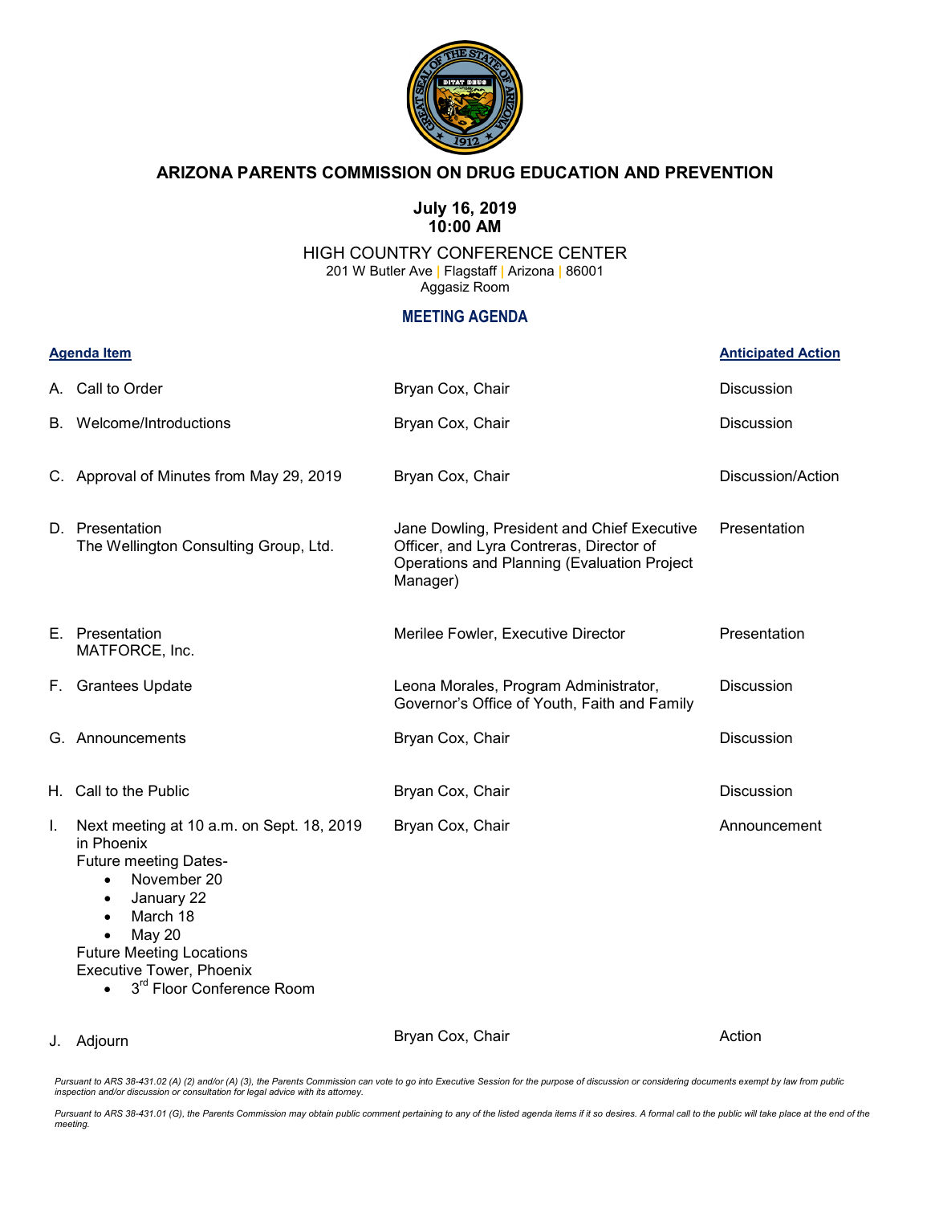# ARIZONA PARENTS COMMISSION ON DRUG EDUCATION AND PREVENTION

**July 16, 2019**
**10:00 AM**

HIGH COUNTRY CONFERENCE CENTER
201 W Butler Ave | Flagstaff | Arizona | 86001
Aggasiz Room

## MEETING AGENDA

| Agenda Item | | Anticipated Action |
|---|---|---|
| A. Call to Order | Bryan Cox, Chair | Discussion |
| B. Welcome/Introductions | Bryan Cox, Chair | Discussion |
| C. Approval of Minutes from May 29, 2019 | Bryan Cox, Chair | Discussion/Action |
| D. Presentation The Wellington Consulting Group, Ltd. | Jane Dowling, President and Chief Executive Officer, and Lyra Contreras, Director of Operations and Planning (Evaluation Project Manager) | Presentation |
| E. Presentation MATFORCE, Inc. | Merilee Fowler, Executive Director | Presentation |
| F. Grantees Update | Leona Morales, Program Administrator, Governor's Office of Youth, Faith and Family | Discussion |
| G. Announcements | Bryan Cox, Chair | Discussion |
| H. Call to the Public | Bryan Cox, Chair | Discussion |
| I. Next meeting at 10 a.m. on Sept. 18, 2019 in Phoenix<br>Future meeting Dates-<br>• November 20<br>• January 22<br>• March 18<br>• May 20<br>Future Meeting Locations<br>Executive Tower, Phoenix<br>• 3rd Floor Conference Room | Bryan Cox, Chair | Announcement |
| J. Adjourn | Bryan Cox, Chair | Action |

*Pursuant to ARS 38-431.02 (A) (2) and/or (A) (3), the Parents Commission can vote to go into Executive Session for the purpose of discussion or considering documents exempt by law from public inspection and/or discussion or consultation for legal advice with its attorney.*

*Pursuant to ARS 38-431.01 (G), the Parents Commission may obtain public comment pertaining to any of the listed agenda items if it so desires. A formal call to the public will take place at the end of the meeting.*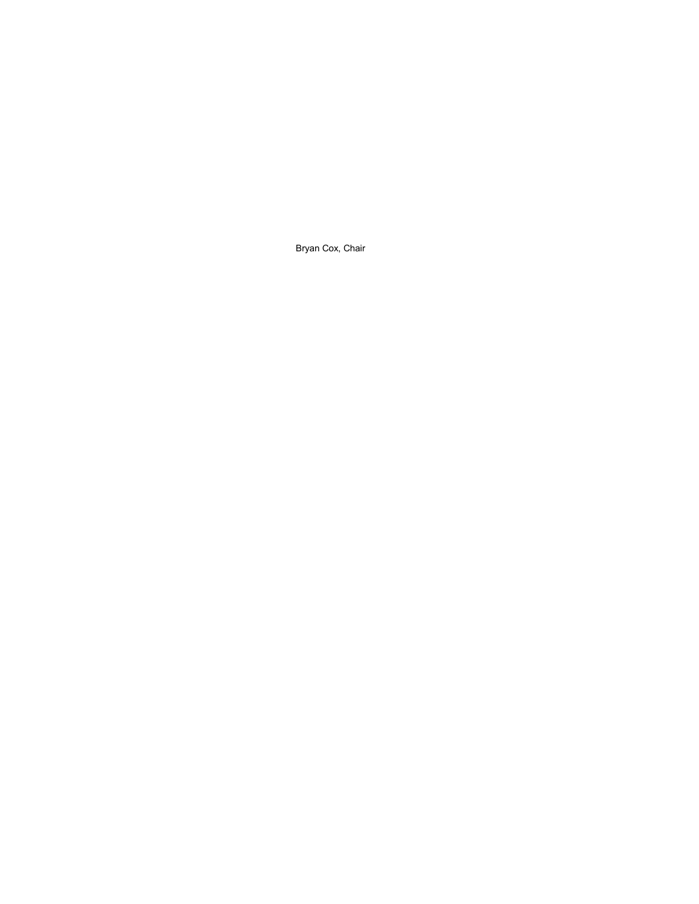Bryan Cox, Chair